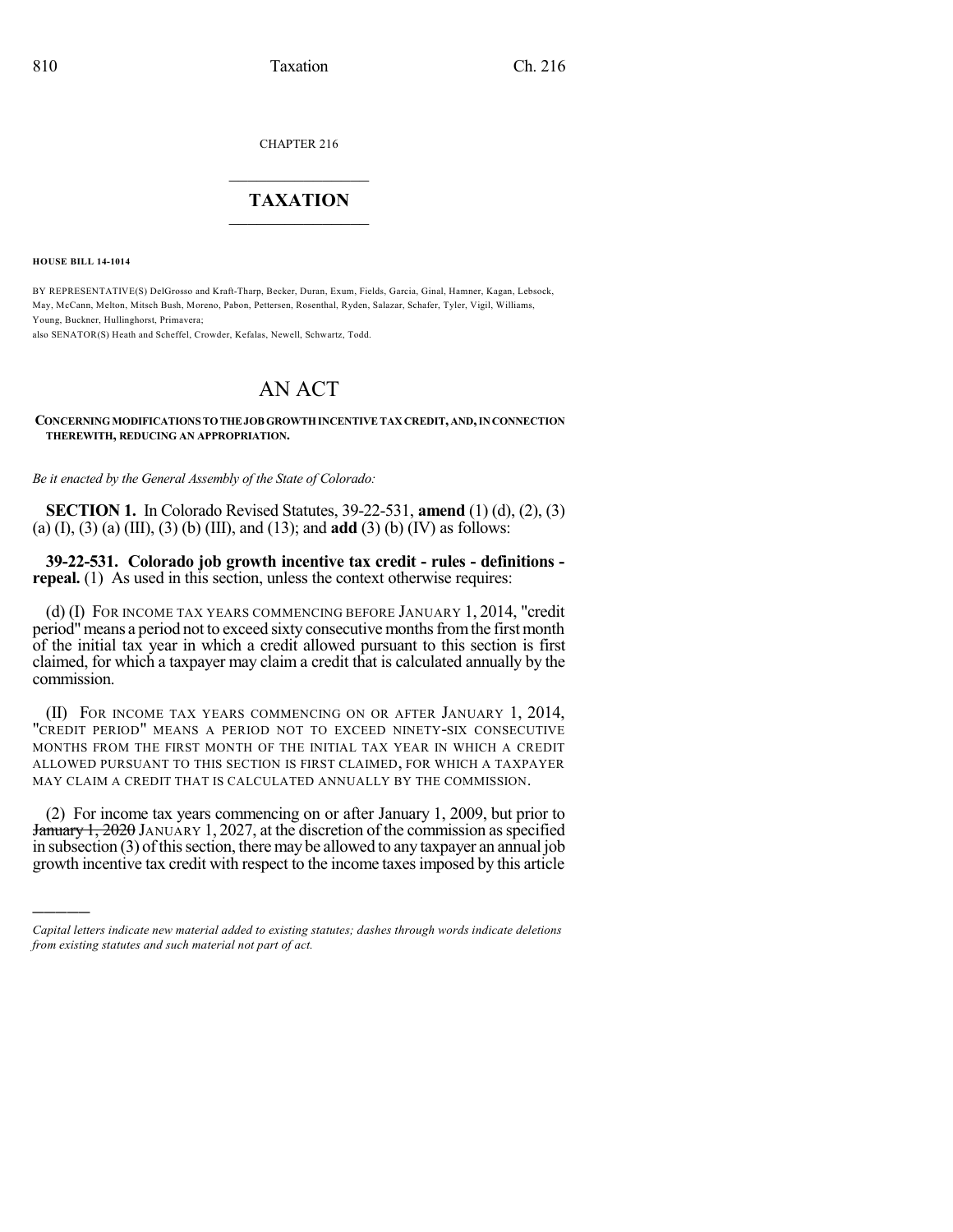CHAPTER 216

# TAXATION

**HOUSE BILL 14-1014**

BY REPRESENTATIVE(S) DelGrosso and Kraft-Tharp, Becker, Duran, Exum, Fields, Garcia, Ginal, Hamner, Kagan, Lebsock, May, McCann, Melton, Mitsch Bush, Moreno, Pabon, Pettersen, Rosenthal, Ryden, Salazar, Schafer, Tyler, Vigil, Williams, Young, Buckner, Hullinghorst, Primavera;
also SENATOR(S) Heath and Scheffel, Crowder, Kefalas, Newell, Schwartz, Todd.

# AN ACT

**CONCERNING MODIFICATIONS TO THE JOB GROWTH INCENTIVE TAX CREDIT, AND, IN CONNECTION THEREWITH, REDUCING AN APPROPRIATION.**

*Be it enacted by the General Assembly of the State of Colorado:*

**SECTION 1.** In Colorado Revised Statutes, 39-22-531, **amend** (1) (d), (2), (3) (a) (I), (3) (a) (III), (3) (b) (III), and (13); and **add** (3) (b) (IV) as follows:

**39-22-531. Colorado job growth incentive tax credit - rules - definitions - repeal.** (1) As used in this section, unless the context otherwise requires:

(d) (I) FOR INCOME TAX YEARS COMMENCING BEFORE JANUARY 1, 2014, "credit period" means a period not to exceed sixty consecutive months from the first month of the initial tax year in which a credit allowed pursuant to this section is first claimed, for which a taxpayer may claim a credit that is calculated annually by the commission.

(II) FOR INCOME TAX YEARS COMMENCING ON OR AFTER JANUARY 1, 2014, "CREDIT PERIOD" MEANS A PERIOD NOT TO EXCEED NINETY-SIX CONSECUTIVE MONTHS FROM THE FIRST MONTH OF THE INITIAL TAX YEAR IN WHICH A CREDIT ALLOWED PURSUANT TO THIS SECTION IS FIRST CLAIMED, FOR WHICH A TAXPAYER MAY CLAIM A CREDIT THAT IS CALCULATED ANNUALLY BY THE COMMISSION.

(2) For income tax years commencing on or after January 1, 2009, but prior to ~~January 1, 2020~~ JANUARY 1, 2027, at the discretion of the commission as specified in subsection (3) of this section, there may be allowed to any taxpayer an annual job growth incentive tax credit with respect to the income taxes imposed by this article

---

*Capital letters indicate new material added to existing statutes; dashes through words indicate deletions from existing statutes and such material not part of act.*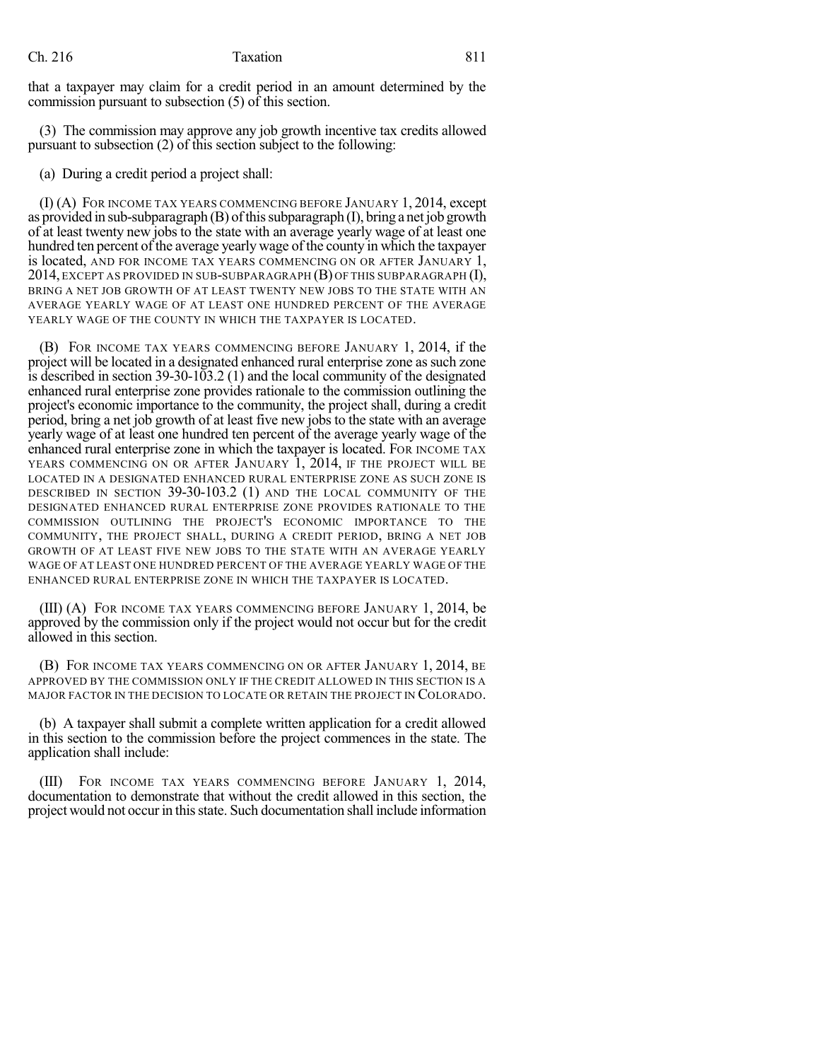that a taxpayer may claim for a credit period in an amount determined by the commission pursuant to subsection (5) of this section.

(3) The commission may approve any job growth incentive tax credits allowed pursuant to subsection (2) of this section subject to the following:

(a) During a credit period a project shall:

(I) (A) FOR INCOME TAX YEARS COMMENCING BEFORE JANUARY 1, 2014, except as provided in sub-subparagraph (B) of this subparagraph (I), bring a net job growth of at least twenty new jobs to the state with an average yearly wage of at least one hundred ten percent of the average yearly wage of the county in which the taxpayer is located, AND FOR INCOME TAX YEARS COMMENCING ON OR AFTER JANUARY 1, 2014, EXCEPT AS PROVIDED IN SUB-SUBPARAGRAPH (B) OF THIS SUBPARAGRAPH (I), BRING A NET JOB GROWTH OF AT LEAST TWENTY NEW JOBS TO THE STATE WITH AN AVERAGE YEARLY WAGE OF AT LEAST ONE HUNDRED PERCENT OF THE AVERAGE YEARLY WAGE OF THE COUNTY IN WHICH THE TAXPAYER IS LOCATED.

(B) FOR INCOME TAX YEARS COMMENCING BEFORE JANUARY 1, 2014, if the project will be located in a designated enhanced rural enterprise zone as such zone is described in section 39-30-103.2 (1) and the local community of the designated enhanced rural enterprise zone provides rationale to the commission outlining the project's economic importance to the community, the project shall, during a credit period, bring a net job growth of at least five new jobs to the state with an average yearly wage of at least one hundred ten percent of the average yearly wage of the enhanced rural enterprise zone in which the taxpayer is located. FOR INCOME TAX YEARS COMMENCING ON OR AFTER JANUARY 1, 2014, IF THE PROJECT WILL BE LOCATED IN A DESIGNATED ENHANCED RURAL ENTERPRISE ZONE AS SUCH ZONE IS DESCRIBED IN SECTION 39-30-103.2 (1) AND THE LOCAL COMMUNITY OF THE DESIGNATED ENHANCED RURAL ENTERPRISE ZONE PROVIDES RATIONALE TO THE COMMISSION OUTLINING THE PROJECT'S ECONOMIC IMPORTANCE TO THE COMMUNITY, THE PROJECT SHALL, DURING A CREDIT PERIOD, BRING A NET JOB GROWTH OF AT LEAST FIVE NEW JOBS TO THE STATE WITH AN AVERAGE YEARLY WAGE OF AT LEAST ONE HUNDRED PERCENT OF THE AVERAGE YEARLY WAGE OF THE ENHANCED RURAL ENTERPRISE ZONE IN WHICH THE TAXPAYER IS LOCATED.

(III) (A) FOR INCOME TAX YEARS COMMENCING BEFORE JANUARY 1, 2014, be approved by the commission only if the project would not occur but for the credit allowed in this section.

(B) FOR INCOME TAX YEARS COMMENCING ON OR AFTER JANUARY 1, 2014, BE APPROVED BY THE COMMISSION ONLY IF THE CREDIT ALLOWED IN THIS SECTION IS A MAJOR FACTOR IN THE DECISION TO LOCATE OR RETAIN THE PROJECT IN COLORADO.

(b) A taxpayer shall submit a complete written application for a credit allowed in this section to the commission before the project commences in the state. The application shall include:

(III) FOR INCOME TAX YEARS COMMENCING BEFORE JANUARY 1, 2014, documentation to demonstrate that without the credit allowed in this section, the project would not occur in this state. Such documentation shall include information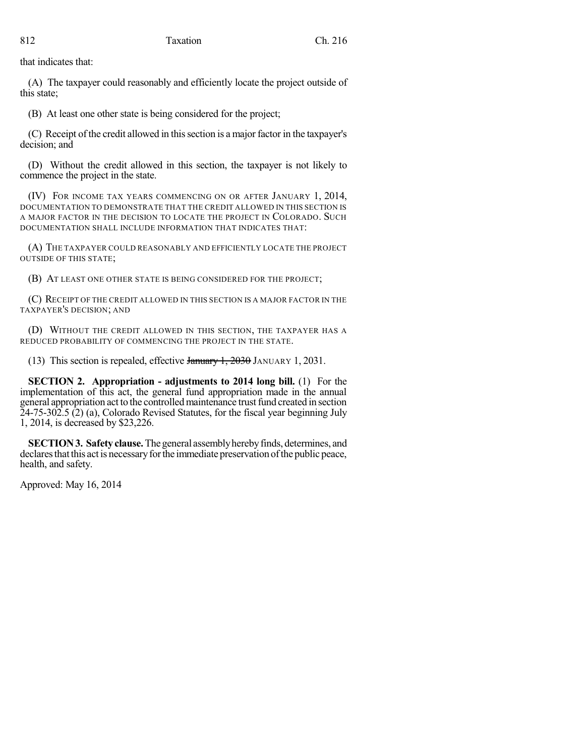that indicates that:

(A) The taxpayer could reasonably and efficiently locate the project outside of this state;

(B) At least one other state is being considered for the project;

(C) Receipt of the credit allowed in this section is a major factor in the taxpayer's decision; and

(D) Without the credit allowed in this section, the taxpayer is not likely to commence the project in the state.

(IV) FOR INCOME TAX YEARS COMMENCING ON OR AFTER JANUARY 1, 2014, DOCUMENTATION TO DEMONSTRATE THAT THE CREDIT ALLOWED IN THIS SECTION IS A MAJOR FACTOR IN THE DECISION TO LOCATE THE PROJECT IN COLORADO. SUCH DOCUMENTATION SHALL INCLUDE INFORMATION THAT INDICATES THAT:

(A) THE TAXPAYER COULD REASONABLY AND EFFICIENTLY LOCATE THE PROJECT OUTSIDE OF THIS STATE;

(B) AT LEAST ONE OTHER STATE IS BEING CONSIDERED FOR THE PROJECT;

(C) RECEIPT OF THE CREDIT ALLOWED IN THIS SECTION IS A MAJOR FACTOR IN THE TAXPAYER'S DECISION; AND

(D) WITHOUT THE CREDIT ALLOWED IN THIS SECTION, THE TAXPAYER HAS A REDUCED PROBABILITY OF COMMENCING THE PROJECT IN THE STATE.

(13) This section is repealed, effective ~~January 1, 2030~~ JANUARY 1, 2031.

**SECTION 2. Appropriation - adjustments to 2014 long bill.** (1) For the implementation of this act, the general fund appropriation made in the annual general appropriation act to the controlled maintenance trust fund created in section 24-75-302.5 (2) (a), Colorado Revised Statutes, for the fiscal year beginning July 1, 2014, is decreased by $23,226.

**SECTION 3. Safety clause.** The general assembly hereby finds, determines, and declares that this act is necessary for the immediate preservation of the public peace, health, and safety.

Approved: May 16, 2014